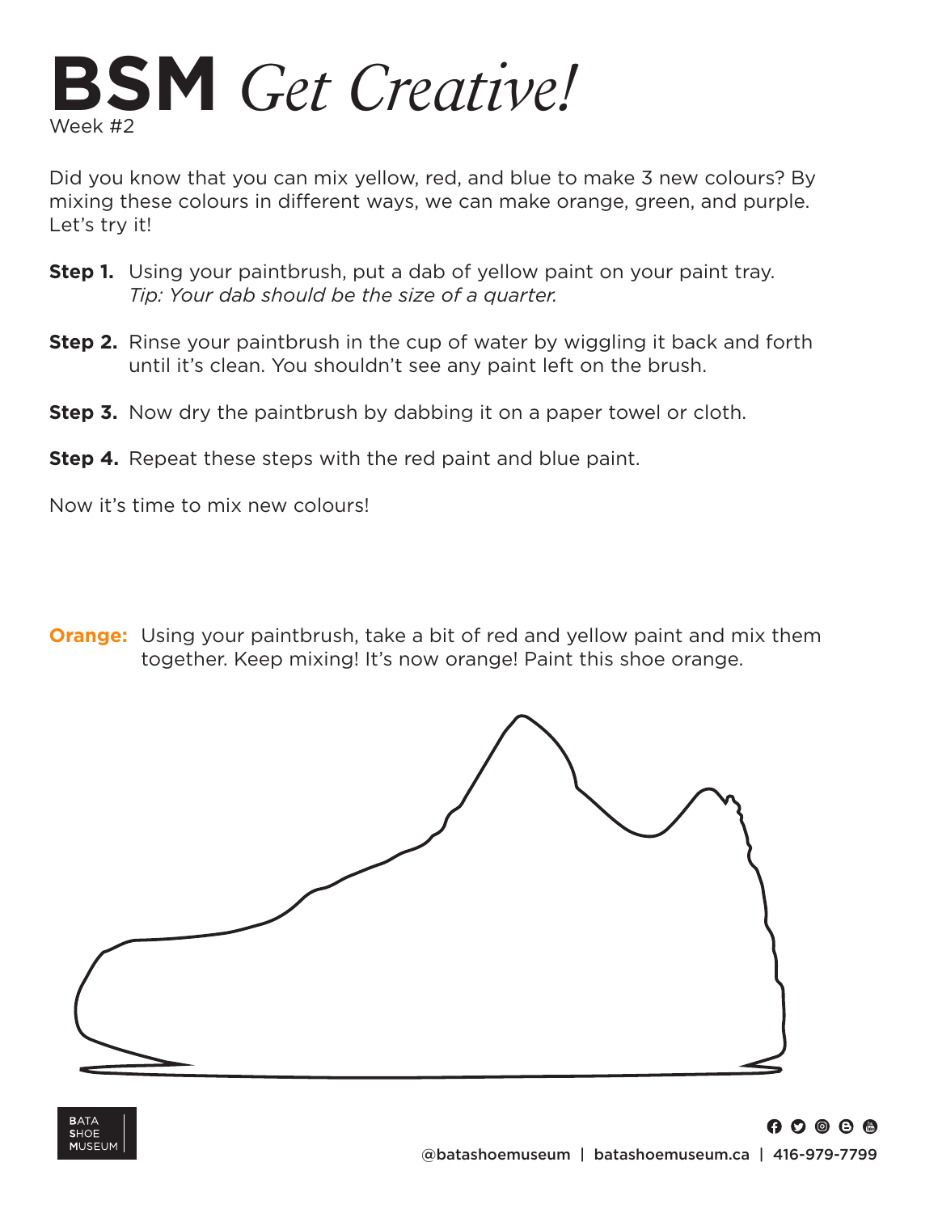# BSM *Get Creative!*

Week #2

Did you know that you can mix yellow, red, and blue to make 3 new colours? By mixing these colours in different ways, we can make orange, green, and purple. Let's try it!

**Step 1.** Using your paintbrush, put a dab of yellow paint on your paint tray.
*Tip: Your dab should be the size of a quarter.*

**Step 2.** Rinse your paintbrush in the cup of water by wiggling it back and forth until it's clean. You shouldn't see any paint left on the brush.

**Step 3.** Now dry the paintbrush by dabbing it on a paper towel or cloth.

**Step 4.** Repeat these steps with the red paint and blue paint.

Now it's time to mix new colours!

**Orange:** Using your paintbrush, take a bit of red and yellow paint and mix them together. Keep mixing! It's now orange! Paint this shoe orange.

BATA SHOE MUSEUM

@batashoemuseum | batashoemuseum.ca | 416-979-7799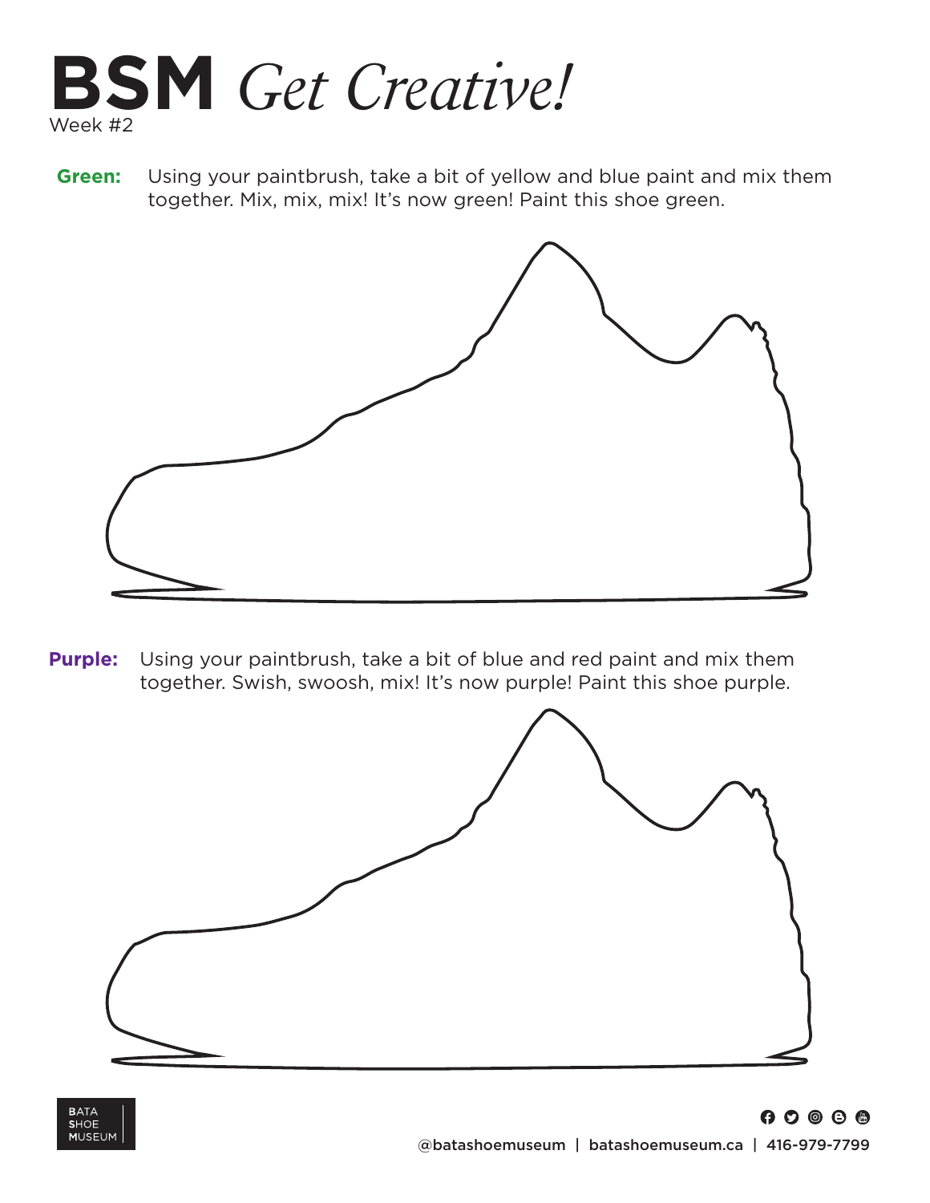# **BSM** *Get Creative!*

Week #2

**Green:** Using your paintbrush, take a bit of yellow and blue paint and mix them together. Mix, mix, mix! It's now green! Paint this shoe green.

**Purple:** Using your paintbrush, take a bit of blue and red paint and mix them together. Swish, swoosh, mix! It's now purple! Paint this shoe purple.

BATA SHOE MUSEUM

@batashoemuseum | batashoemuseum.ca | 416-979-7799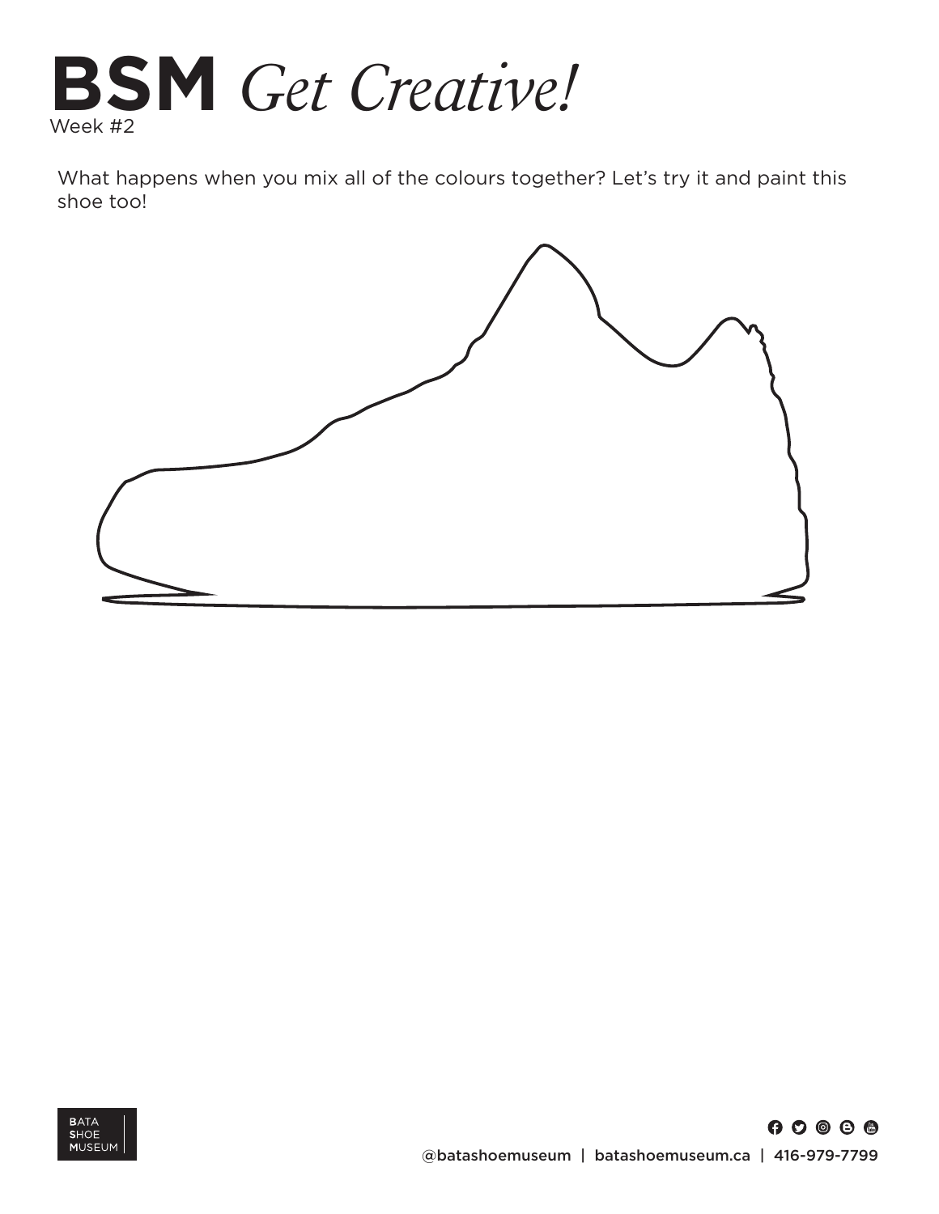# **BSM** *Get Creative!*

Week #2

What happens when you mix all of the colours together? Let's try it and paint this shoe too!

BATA SHOE MUSEUM

@batashoemuseum | batashoemuseum.ca | 416-979-7799